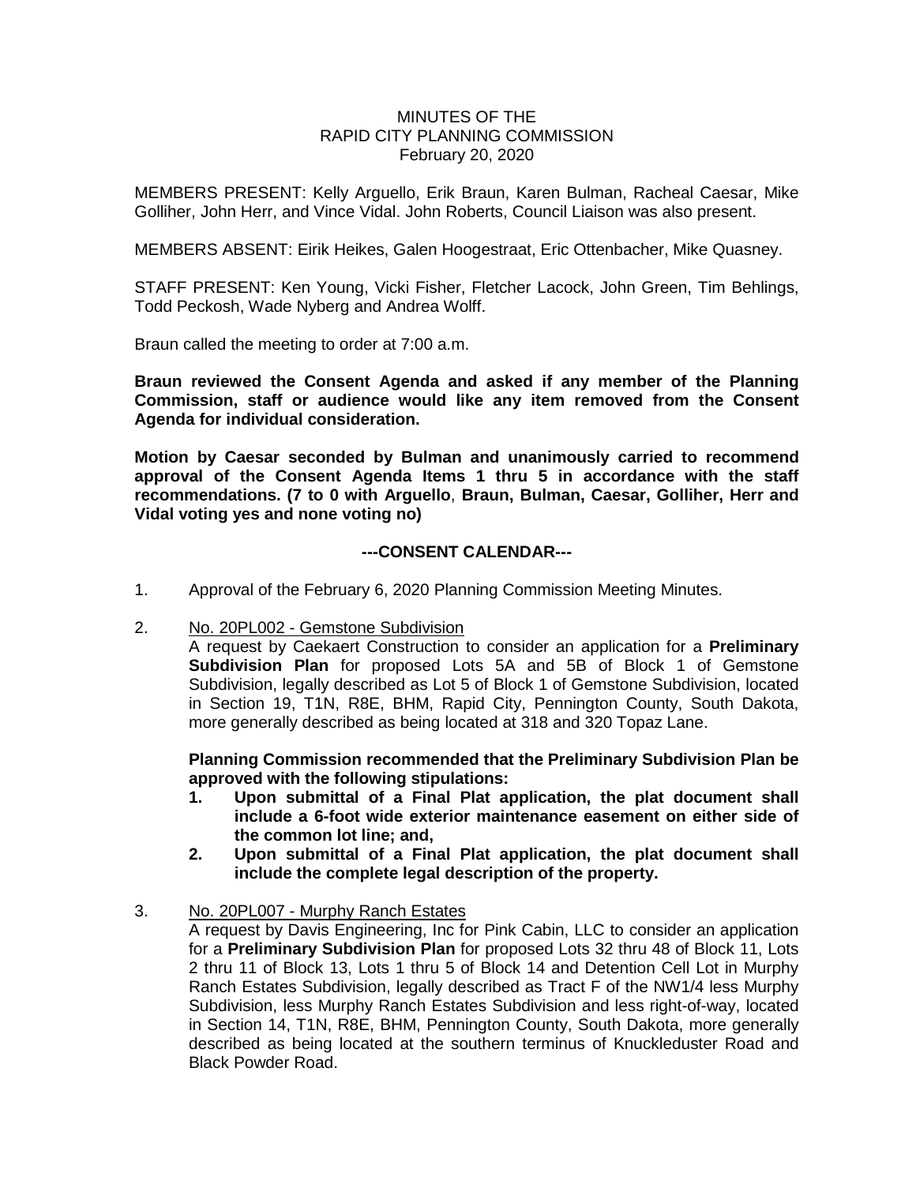MINUTES OF THE
RAPID CITY PLANNING COMMISSION
February 20, 2020

MEMBERS PRESENT: Kelly Arguello, Erik Braun, Karen Bulman, Racheal Caesar, Mike Golliher, John Herr, and Vince Vidal. John Roberts, Council Liaison was also present.

MEMBERS ABSENT: Eirik Heikes, Galen Hoogestraat, Eric Ottenbacher, Mike Quasney.

STAFF PRESENT: Ken Young, Vicki Fisher, Fletcher Lacock, John Green, Tim Behlings, Todd Peckosh, Wade Nyberg and Andrea Wolff.

Braun called the meeting to order at 7:00 a.m.

**Braun reviewed the Consent Agenda and asked if any member of the Planning Commission, staff or audience would like any item removed from the Consent Agenda for individual consideration.**

**Motion by Caesar seconded by Bulman and unanimously carried to recommend approval of the Consent Agenda Items 1 thru 5 in accordance with the staff recommendations. (7 to 0 with Arguello, Braun, Bulman, Caesar, Golliher, Herr and Vidal voting yes and none voting no)**

**---CONSENT CALENDAR---**

1. Approval of the February 6, 2020 Planning Commission Meeting Minutes.

2. No. 20PL002 - Gemstone Subdivision

   A request by Caekaert Construction to consider an application for a **Preliminary Subdivision Plan** for proposed Lots 5A and 5B of Block 1 of Gemstone Subdivision, legally described as Lot 5 of Block 1 of Gemstone Subdivision, located in Section 19, T1N, R8E, BHM, Rapid City, Pennington County, South Dakota, more generally described as being located at 318 and 320 Topaz Lane.

   **Planning Commission recommended that the Preliminary Subdivision Plan be approved with the following stipulations:**

   1. **Upon submittal of a Final Plat application, the plat document shall include a 6-foot wide exterior maintenance easement on either side of the common lot line; and,**
   2. **Upon submittal of a Final Plat application, the plat document shall include the complete legal description of the property.**

3. No. 20PL007 - Murphy Ranch Estates

   A request by Davis Engineering, Inc for Pink Cabin, LLC to consider an application for a **Preliminary Subdivision Plan** for proposed Lots 32 thru 48 of Block 11, Lots 2 thru 11 of Block 13, Lots 1 thru 5 of Block 14 and Detention Cell Lot in Murphy Ranch Estates Subdivision, legally described as Tract F of the NW1/4 less Murphy Subdivision, less Murphy Ranch Estates Subdivision and less right-of-way, located in Section 14, T1N, R8E, BHM, Pennington County, South Dakota, more generally described as being located at the southern terminus of Knuckleduster Road and Black Powder Road.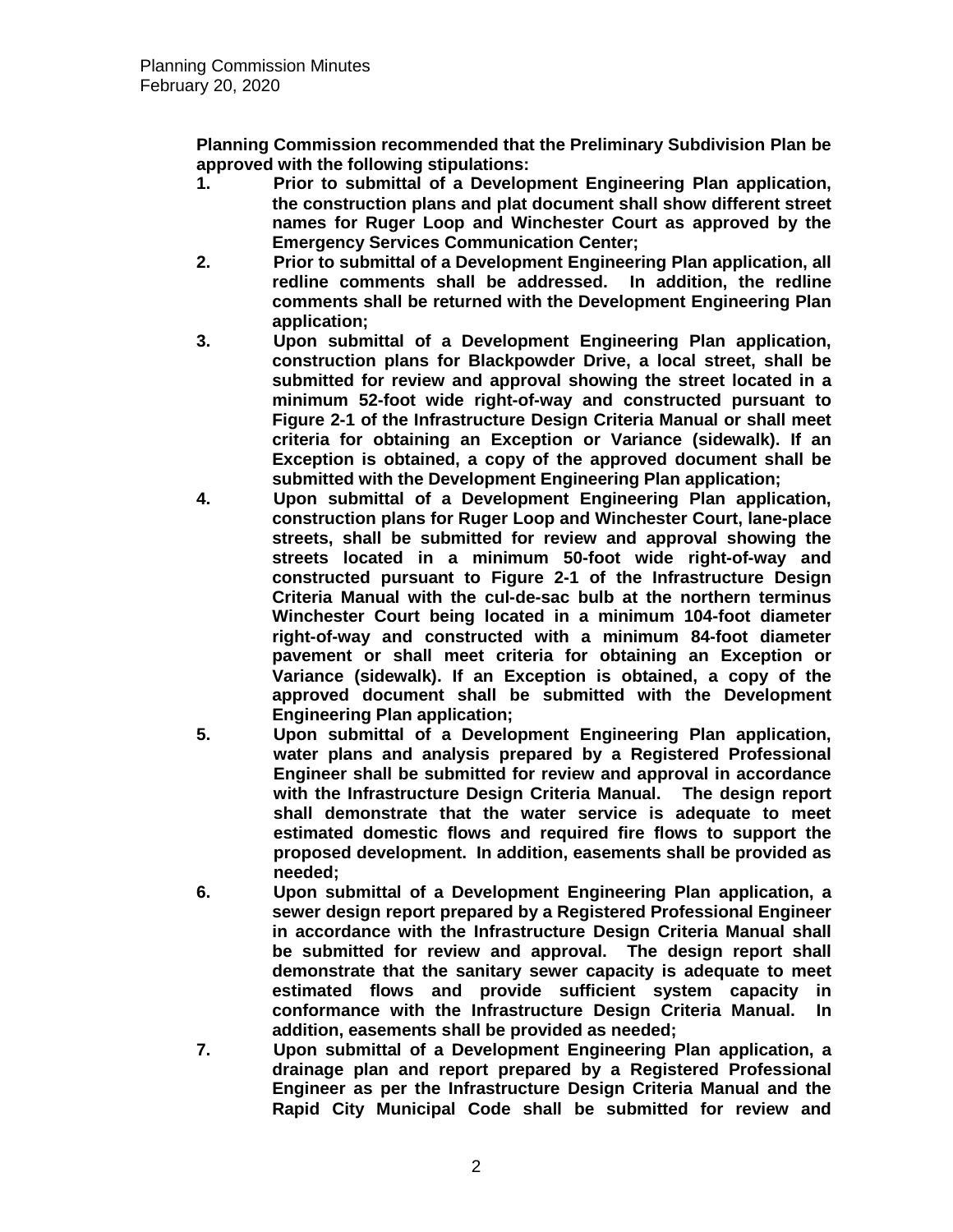**Planning Commission recommended that the Preliminary Subdivision Plan be approved with the following stipulations:**

1. **Prior to submittal of a Development Engineering Plan application, the construction plans and plat document shall show different street names for Ruger Loop and Winchester Court as approved by the Emergency Services Communication Center;**
2. **Prior to submittal of a Development Engineering Plan application, all redline comments shall be addressed. In addition, the redline comments shall be returned with the Development Engineering Plan application;**
3. **Upon submittal of a Development Engineering Plan application, construction plans for Blackpowder Drive, a local street, shall be submitted for review and approval showing the street located in a minimum 52-foot wide right-of-way and constructed pursuant to Figure 2-1 of the Infrastructure Design Criteria Manual or shall meet criteria for obtaining an Exception or Variance (sidewalk). If an Exception is obtained, a copy of the approved document shall be submitted with the Development Engineering Plan application;**
4. **Upon submittal of a Development Engineering Plan application, construction plans for Ruger Loop and Winchester Court, lane-place streets, shall be submitted for review and approval showing the streets located in a minimum 50-foot wide right-of-way and constructed pursuant to Figure 2-1 of the Infrastructure Design Criteria Manual with the cul-de-sac bulb at the northern terminus Winchester Court being located in a minimum 104-foot diameter right-of-way and constructed with a minimum 84-foot diameter pavement or shall meet criteria for obtaining an Exception or Variance (sidewalk). If an Exception is obtained, a copy of the approved document shall be submitted with the Development Engineering Plan application;**
5. **Upon submittal of a Development Engineering Plan application, water plans and analysis prepared by a Registered Professional Engineer shall be submitted for review and approval in accordance with the Infrastructure Design Criteria Manual. The design report shall demonstrate that the water service is adequate to meet estimated domestic flows and required fire flows to support the proposed development. In addition, easements shall be provided as needed;**
6. **Upon submittal of a Development Engineering Plan application, a sewer design report prepared by a Registered Professional Engineer in accordance with the Infrastructure Design Criteria Manual shall be submitted for review and approval. The design report shall demonstrate that the sanitary sewer capacity is adequate to meet estimated flows and provide sufficient system capacity in conformance with the Infrastructure Design Criteria Manual. In addition, easements shall be provided as needed;**
7. **Upon submittal of a Development Engineering Plan application, a drainage plan and report prepared by a Registered Professional Engineer as per the Infrastructure Design Criteria Manual and the Rapid City Municipal Code shall be submitted for review and**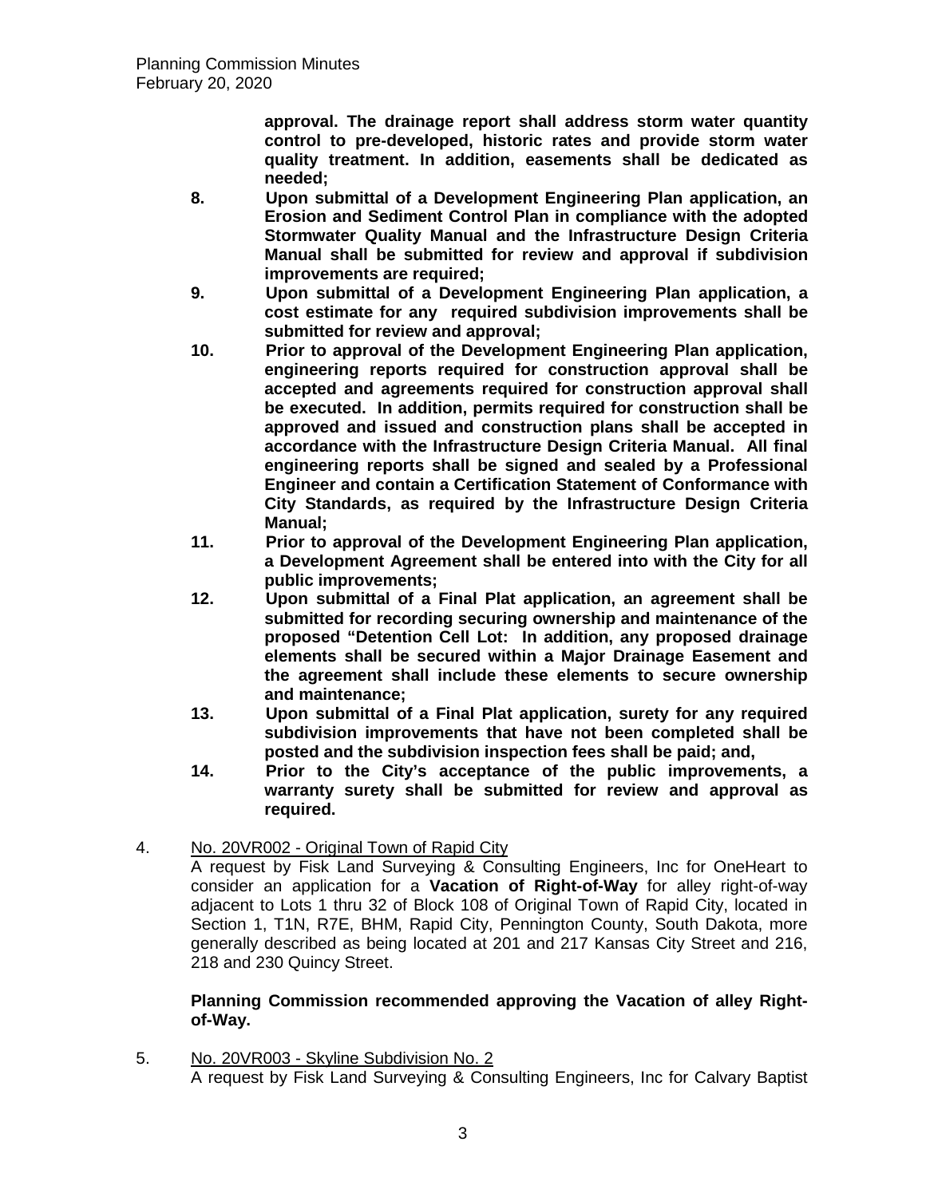**approval. The drainage report shall address storm water quantity control to pre-developed, historic rates and provide storm water quality treatment. In addition, easements shall be dedicated as needed;**

8. **Upon submittal of a Development Engineering Plan application, an Erosion and Sediment Control Plan in compliance with the adopted Stormwater Quality Manual and the Infrastructure Design Criteria Manual shall be submitted for review and approval if subdivision improvements are required;**
9. **Upon submittal of a Development Engineering Plan application, a cost estimate for any required subdivision improvements shall be submitted for review and approval;**
10. **Prior to approval of the Development Engineering Plan application, engineering reports required for construction approval shall be accepted and agreements required for construction approval shall be executed. In addition, permits required for construction shall be approved and issued and construction plans shall be accepted in accordance with the Infrastructure Design Criteria Manual. All final engineering reports shall be signed and sealed by a Professional Engineer and contain a Certification Statement of Conformance with City Standards, as required by the Infrastructure Design Criteria Manual;**
11. **Prior to approval of the Development Engineering Plan application, a Development Agreement shall be entered into with the City for all public improvements;**
12. **Upon submittal of a Final Plat application, an agreement shall be submitted for recording securing ownership and maintenance of the proposed "Detention Cell Lot: In addition, any proposed drainage elements shall be secured within a Major Drainage Easement and the agreement shall include these elements to secure ownership and maintenance;**
13. **Upon submittal of a Final Plat application, surety for any required subdivision improvements that have not been completed shall be posted and the subdivision inspection fees shall be paid; and,**
14. **Prior to the City's acceptance of the public improvements, a warranty surety shall be submitted for review and approval as required.**

4. No. 20VR002 - Original Town of Rapid City

   A request by Fisk Land Surveying & Consulting Engineers, Inc for OneHeart to consider an application for a **Vacation of Right-of-Way** for alley right-of-way adjacent to Lots 1 thru 32 of Block 108 of Original Town of Rapid City, located in Section 1, T1N, R7E, BHM, Rapid City, Pennington County, South Dakota, more generally described as being located at 201 and 217 Kansas City Street and 216, 218 and 230 Quincy Street.

   **Planning Commission recommended approving the Vacation of alley Right-of-Way.**

5. No. 20VR003 - Skyline Subdivision No. 2

   A request by Fisk Land Surveying & Consulting Engineers, Inc for Calvary Baptist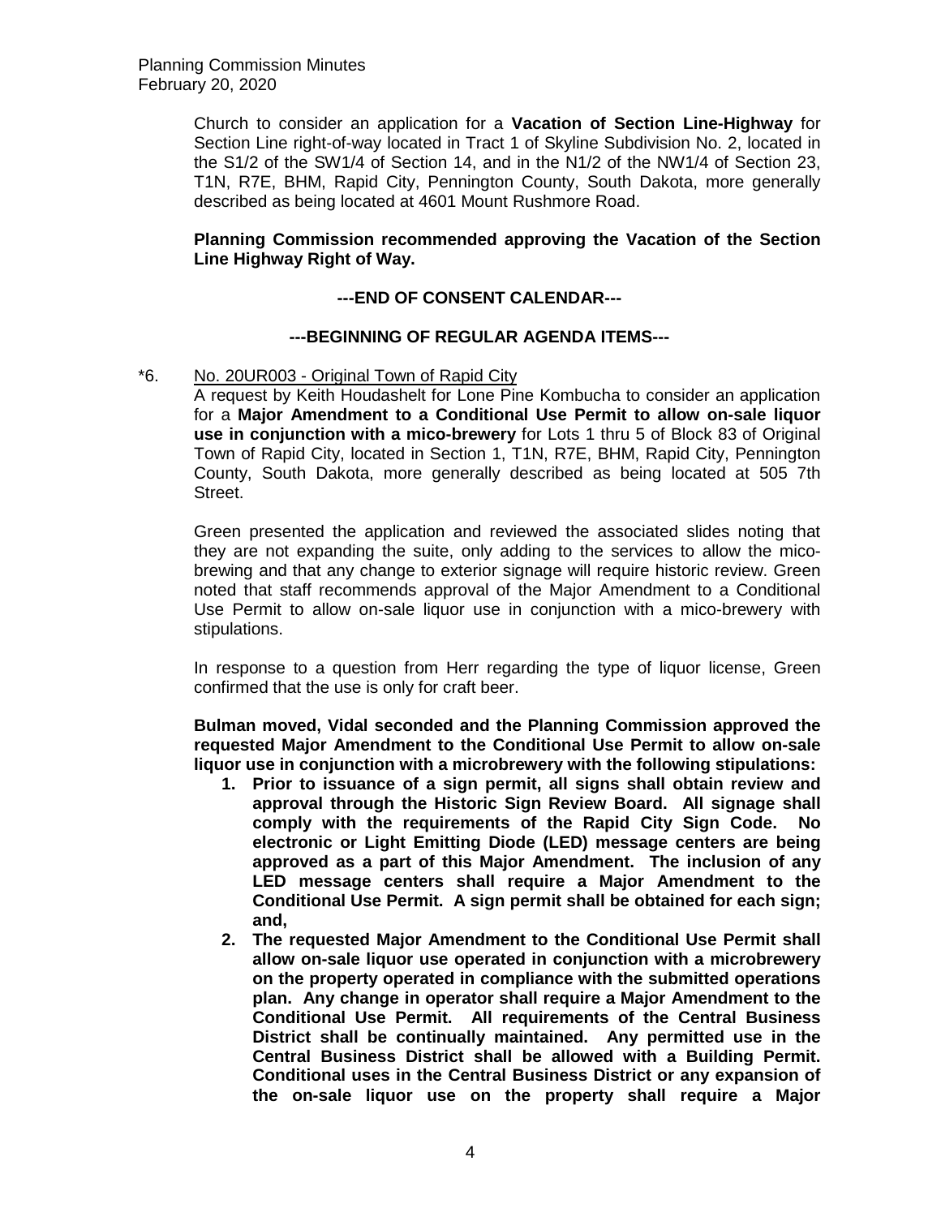Church to consider an application for a **Vacation of Section Line-Highway** for Section Line right-of-way located in Tract 1 of Skyline Subdivision No. 2, located in the S1/2 of the SW1/4 of Section 14, and in the N1/2 of the NW1/4 of Section 23, T1N, R7E, BHM, Rapid City, Pennington County, South Dakota, more generally described as being located at 4601 Mount Rushmore Road.

**Planning Commission recommended approving the Vacation of the Section Line Highway Right of Way.**

**---END OF CONSENT CALENDAR---**

**---BEGINNING OF REGULAR AGENDA ITEMS---**

*6. No. 20UR003 - Original Town of Rapid City

A request by Keith Houdashelt for Lone Pine Kombucha to consider an application for a **Major Amendment to a Conditional Use Permit to allow on-sale liquor use in conjunction with a mico-brewery** for Lots 1 thru 5 of Block 83 of Original Town of Rapid City, located in Section 1, T1N, R7E, BHM, Rapid City, Pennington County, South Dakota, more generally described as being located at 505 7th Street.

Green presented the application and reviewed the associated slides noting that they are not expanding the suite, only adding to the services to allow the mico-brewing and that any change to exterior signage will require historic review. Green noted that staff recommends approval of the Major Amendment to a Conditional Use Permit to allow on-sale liquor use in conjunction with a mico-brewery with stipulations.

In response to a question from Herr regarding the type of liquor license, Green confirmed that the use is only for craft beer.

**Bulman moved, Vidal seconded and the Planning Commission approved the requested Major Amendment to the Conditional Use Permit to allow on-sale liquor use in conjunction with a microbrewery with the following stipulations:**

1. **Prior to issuance of a sign permit, all signs shall obtain review and approval through the Historic Sign Review Board. All signage shall comply with the requirements of the Rapid City Sign Code. No electronic or Light Emitting Diode (LED) message centers are being approved as a part of this Major Amendment. The inclusion of any LED message centers shall require a Major Amendment to the Conditional Use Permit. A sign permit shall be obtained for each sign; and,**
2. **The requested Major Amendment to the Conditional Use Permit shall allow on-sale liquor use operated in conjunction with a microbrewery on the property operated in compliance with the submitted operations plan. Any change in operator shall require a Major Amendment to the Conditional Use Permit. All requirements of the Central Business District shall be continually maintained. Any permitted use in the Central Business District shall be allowed with a Building Permit. Conditional uses in the Central Business District or any expansion of the on-sale liquor use on the property shall require a Major**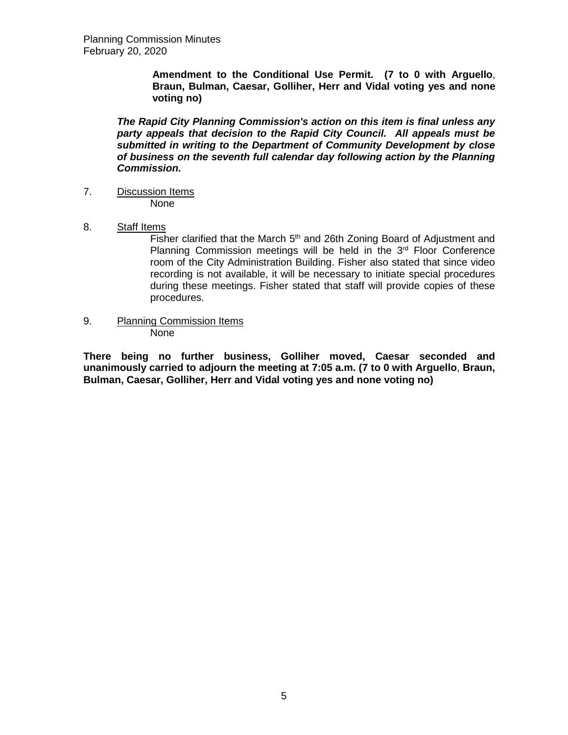**Amendment to the Conditional Use Permit. (7 to 0 with Arguello, Braun, Bulman, Caesar, Golliher, Herr and Vidal voting yes and none voting no)**

***The Rapid City Planning Commission's action on this item is final unless any party appeals that decision to the Rapid City Council. All appeals must be submitted in writing to the Department of Community Development by close of business on the seventh full calendar day following action by the Planning Commission.***

7. Discussion Items

   None

8. Staff Items

   Fisher clarified that the March 5th and 26th Zoning Board of Adjustment and Planning Commission meetings will be held in the 3rd Floor Conference room of the City Administration Building. Fisher also stated that since video recording is not available, it will be necessary to initiate special procedures during these meetings. Fisher stated that staff will provide copies of these procedures.

9. Planning Commission Items

   None

**There being no further business, Golliher moved, Caesar seconded and unanimously carried to adjourn the meeting at 7:05 a.m. (7 to 0 with Arguello, Braun, Bulman, Caesar, Golliher, Herr and Vidal voting yes and none voting no)**